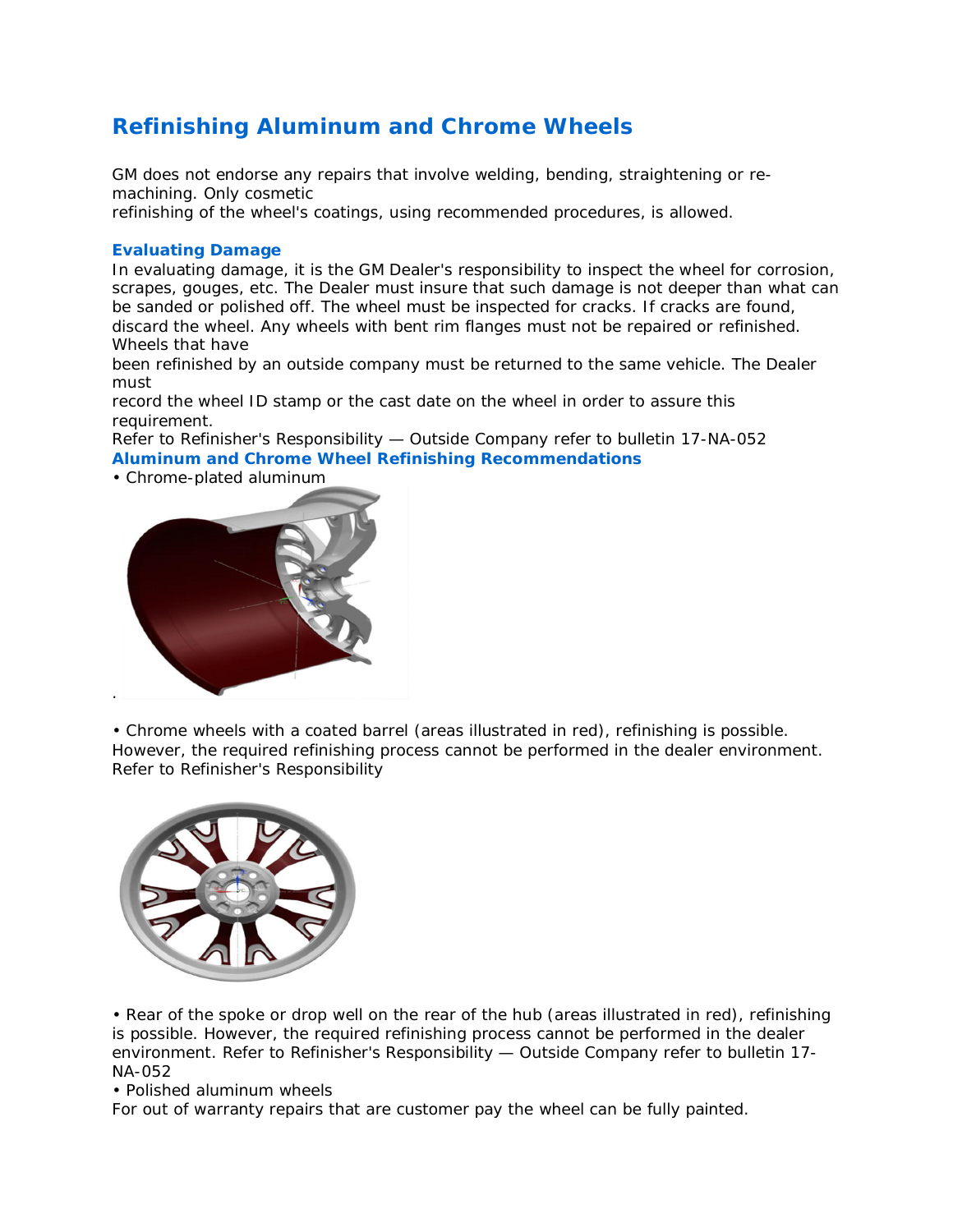# Refinishing Aluminum and Chrome Wheels

GM does not endorse any repairs that involve welding, bending, straightening or re-machining. Only cosmetic refinishing of the wheel's coatings, using recommended procedures, is allowed.

### Evaluating Damage

In evaluating damage, it is the GM Dealer's responsibility to inspect the wheel for corrosion, scrapes, gouges, etc. The Dealer must insure that such damage is not deeper than what can be sanded or polished off. The wheel must be inspected for cracks. If cracks are found, discard the wheel. Any wheels with bent rim flanges must not be repaired or refinished. Wheels that have been refinished by an outside company must be returned to the same vehicle. The Dealer must record the wheel ID stamp or the cast date on the wheel in order to assure this requirement.
Refer to Refinisher's Responsibility — Outside Company refer to bulletin 17-NA-052

### Aluminum and Chrome Wheel Refinishing Recommendations

- Chrome-plated aluminum

.

- Chrome wheels with a coated barrel (areas illustrated in red), refinishing is possible. However, the required refinishing process cannot be performed in the dealer environment. Refer to Refinisher's Responsibility

- Rear of the spoke or drop well on the rear of the hub (areas illustrated in red), refinishing is possible. However, the required refinishing process cannot be performed in the dealer environment. Refer to Refinisher's Responsibility — Outside Company refer to bulletin 17-NA-052
- Polished aluminum wheels

For out of warranty repairs that are customer pay the wheel can be fully painted.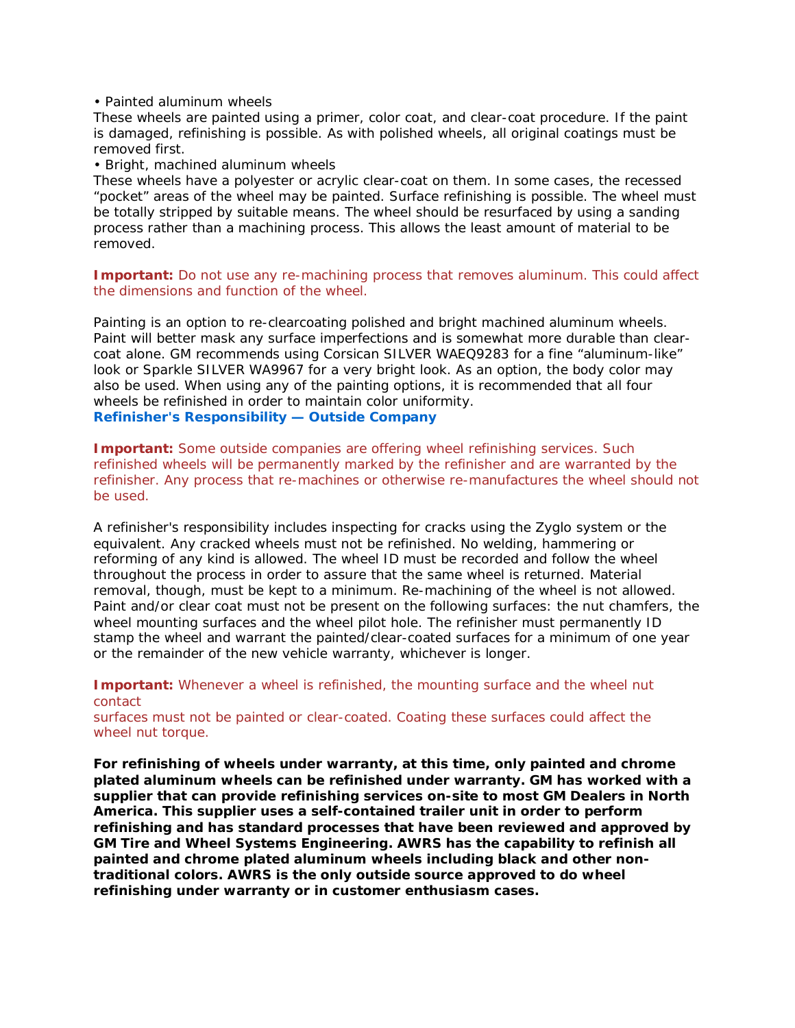• Painted aluminum wheels

These wheels are painted using a primer, color coat, and clear-coat procedure. If the paint is damaged, refinishing is possible. As with polished wheels, all original coatings must be removed first.

• Bright, machined aluminum wheels

These wheels have a polyester or acrylic clear-coat on them. In some cases, the recessed "pocket" areas of the wheel may be painted. Surface refinishing is possible. The wheel must be totally stripped by suitable means. The wheel should be resurfaced by using a sanding process rather than a machining process. This allows the least amount of material to be removed.

**Important:** Do not use any re-machining process that removes aluminum. This could affect the dimensions and function of the wheel.

Painting is an option to re-clearcoating polished and bright machined aluminum wheels. Paint will better mask any surface imperfections and is somewhat more durable than clear-coat alone. GM recommends using Corsican SILVER WAEQ9283 for a fine "aluminum-like" look or Sparkle SILVER WA9967 for a very bright look. As an option, the body color may also be used. When using any of the painting options, it is recommended that all four wheels be refinished in order to maintain color uniformity.

**Refinisher's Responsibility — Outside Company**

**Important:** Some outside companies are offering wheel refinishing services. Such refinished wheels will be permanently marked by the refinisher and are warranted by the refinisher. Any process that re-machines or otherwise re-manufactures the wheel should not be used.

A refinisher's responsibility includes inspecting for cracks using the Zyglo system or the equivalent. Any cracked wheels must not be refinished. No welding, hammering or reforming of any kind is allowed. The wheel ID must be recorded and follow the wheel throughout the process in order to assure that the same wheel is returned. Material removal, though, must be kept to a minimum. Re-machining of the wheel is not allowed. Paint and/or clear coat must not be present on the following surfaces: the nut chamfers, the wheel mounting surfaces and the wheel pilot hole. The refinisher must permanently ID stamp the wheel and warrant the painted/clear-coated surfaces for a minimum of one year or the remainder of the new vehicle warranty, whichever is longer.

**Important:** Whenever a wheel is refinished, the mounting surface and the wheel nut contact surfaces must not be painted or clear-coated. Coating these surfaces could affect the wheel nut torque.

**For refinishing of wheels under warranty, at this time, only painted and chrome plated aluminum wheels can be refinished under warranty. GM has worked with a supplier that can provide refinishing services on-site to most GM Dealers in North America. This supplier uses a self-contained trailer unit in order to perform refinishing and has standard processes that have been reviewed and approved by GM Tire and Wheel Systems Engineering. AWRS has the capability to refinish all painted and chrome plated aluminum wheels including black and other non-traditional colors. AWRS is the only outside source approved to do wheel refinishing under warranty or in customer enthusiasm cases.**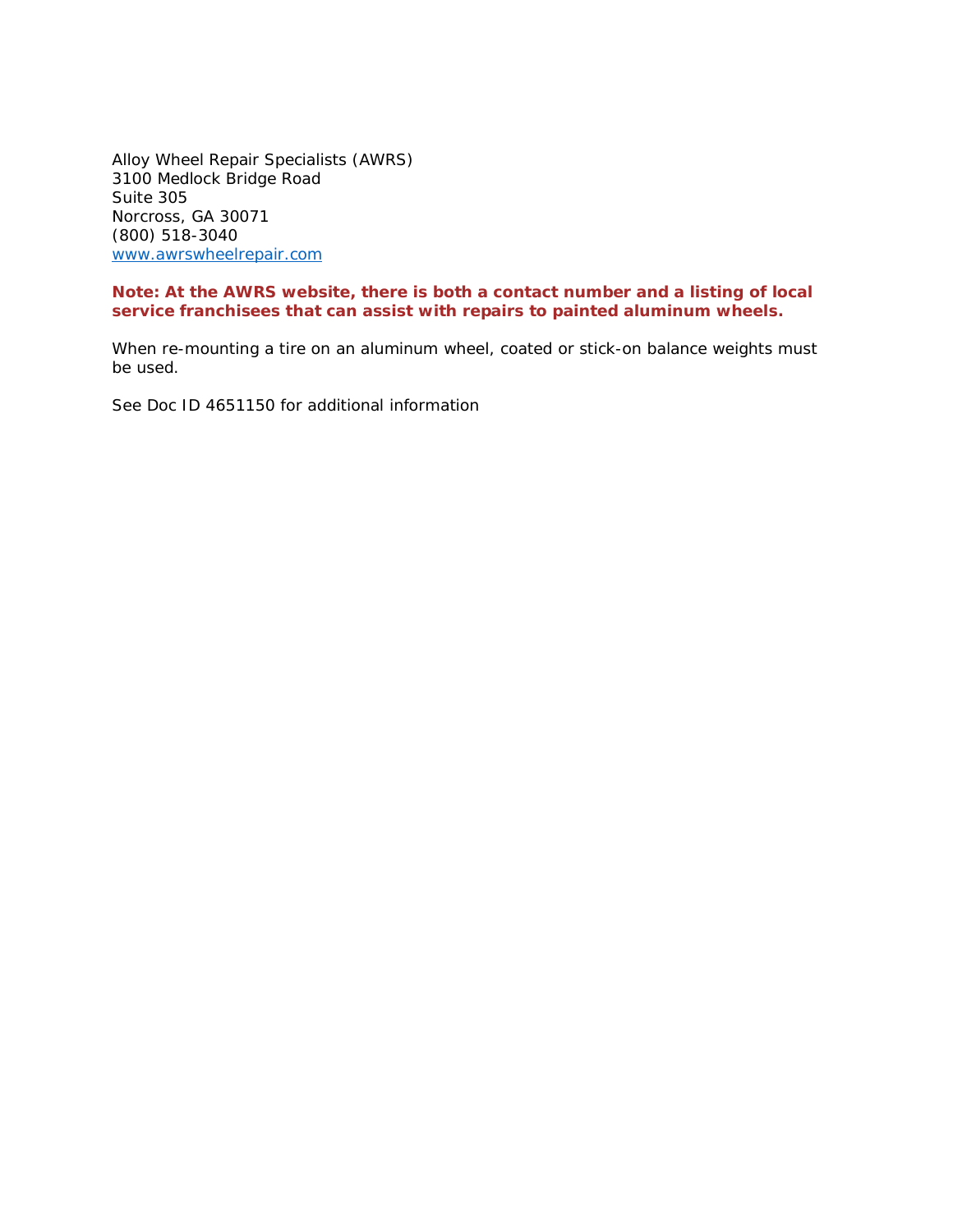Alloy Wheel Repair Specialists (AWRS)
3100 Medlock Bridge Road
Suite 305
Norcross, GA 30071
(800) 518-3040
[www.awrswheelrepair.com](http://www.awrswheelrepair.com)

**Note: At the AWRS website, there is both a contact number and a listing of local service franchisees that can assist with repairs to painted aluminum wheels.**

When re-mounting a tire on an aluminum wheel, coated or stick-on balance weights must be used.

See Doc ID 4651150 for additional information